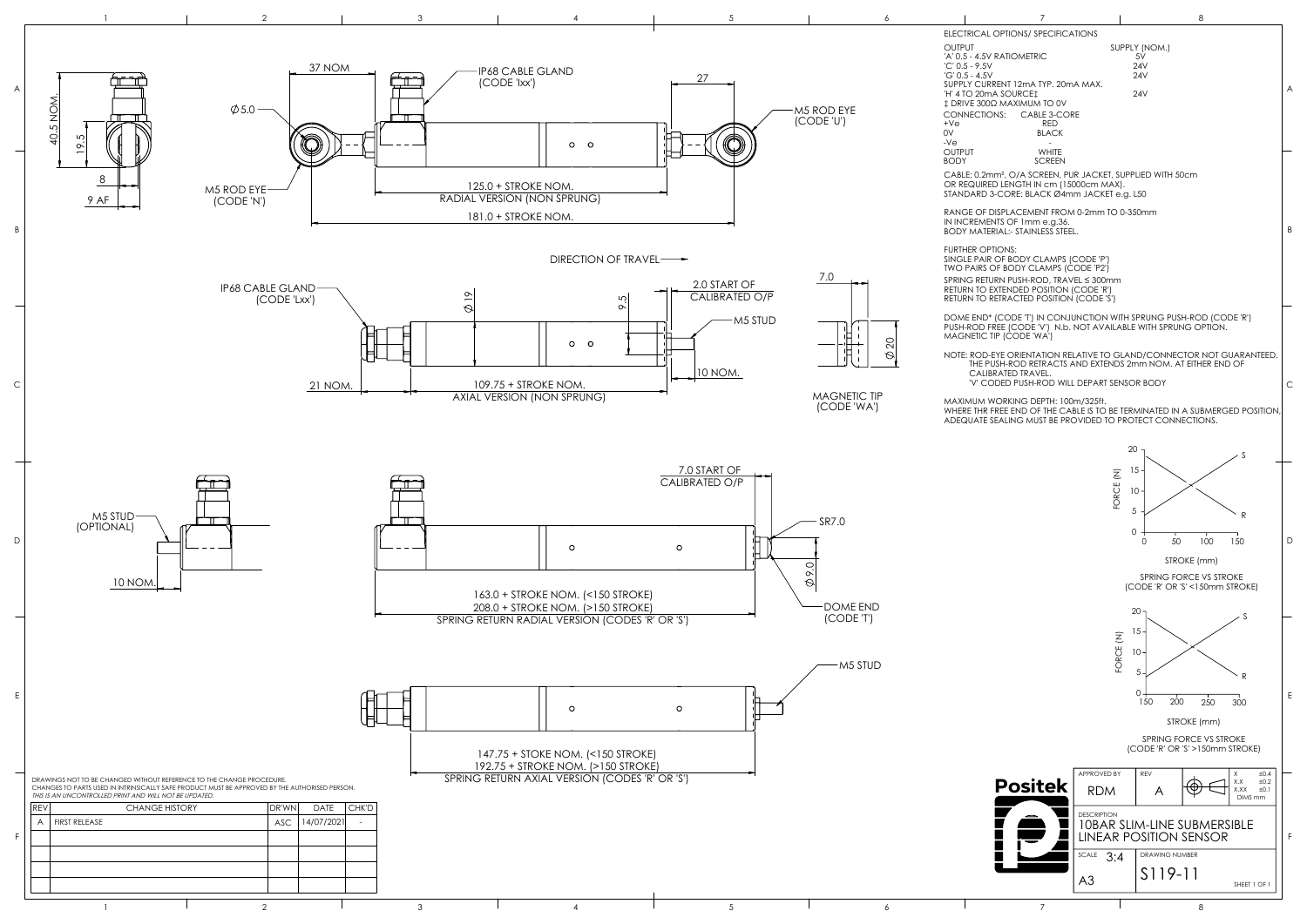# 10BAR SLIM-LINE SUBMERSIBLE LINEAR POSITION SENSOR

## ELECTRICAL OPTIONS/ SPECIFICATIONS

| OUTPUT | SUPPLY (NOM.) |
|---|---|
| 'A' 0.5 - 4.5V RATIOMETRIC | 5V |
| 'C' 0.5 - 9.5V | 24V |
| 'G' 0.5 - 4.5V | 24V |
| SUPPLY CURRENT 12mA TYP. 20mA MAX. | |
| 'H' 4 TO 20mA SOURCE‡ | 24V |
| ‡ DRIVE 300Ω MAXIMUM TO 0V | |

| CONNECTIONS; | CABLE 3-CORE |
|---|---|
| +Ve | RED |
| 0V | BLACK |
| -Ve | - |
| OUTPUT | WHITE |
| BODY | SCREEN |

CABLE; 0.2mm², O/A SCREEN, PUR JACKET, SUPPLIED WITH 50cm OR REQUIRED LENGTH IN cm (15000cm MAX).
STANDARD 3-CORE: BLACK Ø4mm JACKET e.g. L50

RANGE OF DISPLACEMENT FROM 0-2mm TO 0-350mm IN INCREMENTS OF 1mm e.g.36.
BODY MATERIAL:- STAINLESS STEEL.

FURTHER OPTIONS:
SINGLE PAIR OF BODY CLAMPS (CODE 'P')
TWO PAIRS OF BODY CLAMPS (CODE 'P2')

SPRING RETURN PUSH-ROD, TRAVEL ≤ 300mm
RETURN TO EXTENDED POSITION (CODE 'R')
RETURN TO RETRACTED POSITION (CODE 'S')

DOME END* (CODE 'T') IN CONJUNCTION WITH SPRUNG PUSH-ROD (CODE 'R')
PUSH-ROD FREE (CODE 'V') N.b. NOT AVAILABLE WITH SPRUNG OPTION.
MAGNETIC TIP (CODE 'WA')

NOTE: ROD-EYE ORIENTATION RELATIVE TO GLAND/CONNECTOR NOT GUARANTEED.
THE PUSH-ROD RETRACTS AND EXTENDS 2mm NOM. AT EITHER END OF CALIBRATED TRAVEL.
'V' CODED PUSH-ROD WILL DEPART SENSOR BODY

MAXIMUM WORKING DEPTH: 100m/325ft.
WHERE THR FREE END OF THE CABLE IS TO BE TERMINATED IN A SUBMERGED POSITION, ADEQUATE SEALING MUST BE PROVIDED TO PROTECT CONNECTIONS.

## Drawing annotations

- 40.5 NOM., 19.5, 8, 9 AF
- Ø5.0, 37 NOM, IP68 CABLE GLAND (CODE 'Ixx'), 27, M5 ROD EYE (CODE 'U'), M5 ROD EYE (CODE 'N')
- 125.0 + STROKE NOM. RADIAL VERSION (NON SPRUNG)
- 181.0 + STROKE NOM.
- DIRECTION OF TRAVEL
- IP68 CABLE GLAND (CODE 'Lxx'), Ø19, 9.5, 2.0 START OF CALIBRATED O/P, M5 STUD, 10 NOM., 21 NOM.
- 109.75 + STROKE NOM. AXIAL VERSION (NON SPRUNG)
- 7.0, Ø20, MAGNETIC TIP (CODE 'WA')
- M5 STUD (OPTIONAL), 10 NOM.
- 7.0 START OF CALIBRATED O/P, SR7.0, Ø9.0, DOME END (CODE 'T')
- 163.0 + STROKE NOM. (<150 STROKE)
- 208.0 + STROKE NOM. (>150 STROKE)
- SPRING RETURN RADIAL VERSION (CODES 'R' OR 'S')
- M5 STUD
- 147.75 + STOKE NOM. (<150 STROKE)
- 192.75 + STOKE NOM. (>150 STROKE)
- SPRING RETURN AXIAL VERSION (CODES 'R' OR 'S')

SPRING FORCE VS STROKE (CODE 'R' OR 'S' <150mm STROKE) — FORCE (N) 0–20 vs STROKE (mm) 0–150; curves S and R.

SPRING FORCE VS STROKE (CODE 'R' OR 'S' >150mm STROKE) — FORCE (N) 0–20 vs STROKE (mm) 150–300; curves S and R.

DRAWINGS NOT TO BE CHANGED WITHOUT REFERENCE TO THE CHANGE PROCEDURE.
CHANGES TO PARTS USED IN INTRINSICALLY SAFE PRODUCT MUST BE APPROVED BY THE AUTHORISED PERSON.
*THIS IS AN UNCONTROLLED PRINT AND WILL NOT BE UPDATED.*

| REV | CHANGE HISTORY | DR'WN | DATE | CHK'D |
|---|---|---|---|---|
| A | FIRST RELEASE | ASC | 14/07/2021 | - |

**Positek**

| APPROVED BY | REV | | TOLERANCES |
|---|---|---|---|
| RDM | A | | X ±0.4, X.X ±0.2, X.XX ±0.1, DIMS mm |
| DESCRIPTION: 10BAR SLIM-LINE SUBMERSIBLE LINEAR POSITION SENSOR | | | |
| SCALE 3:4 | DRAWING NUMBER | | |
| A3 | S119-11 | | SHEET 1 OF 1 |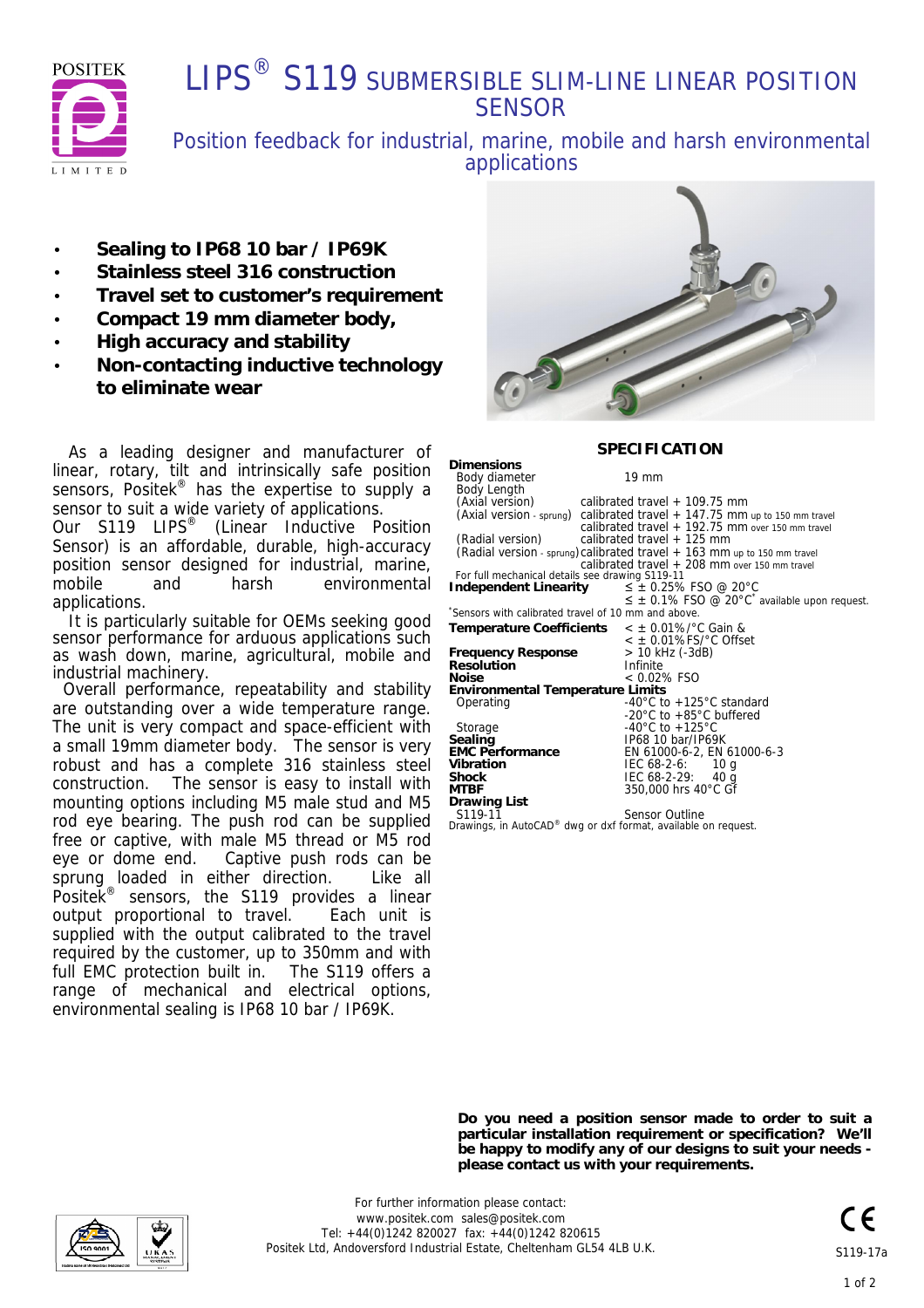# LIPS® S119 SUBMERSIBLE SLIM-LINE LINEAR POSITION SENSOR

## Position feedback for industrial, marine, mobile and harsh environmental applications

- **Sealing to IP68 10 bar / IP69K**
- **Stainless steel 316 construction**
- **Travel set to customer's requirement**
- **Compact 19 mm diameter body,**
- **High accuracy and stability**
- **Non-contacting inductive technology to eliminate wear**

As a leading designer and manufacturer of linear, rotary, tilt and intrinsically safe position sensors, Positek® has the expertise to supply a sensor to suit a wide variety of applications.
Our S119 LIPS® (Linear Inductive Position Sensor) is an affordable, durable, high-accuracy position sensor designed for industrial, marine, mobile and harsh environmental applications.

It is particularly suitable for OEMs seeking good sensor performance for arduous applications such as wash down, marine, agricultural, mobile and industrial machinery.

Overall performance, repeatability and stability are outstanding over a wide temperature range. The unit is very compact and space-efficient with a small 19mm diameter body. The sensor is very robust and has a complete 316 stainless steel construction. The sensor is easy to install with mounting options including M5 male stud and M5 rod eye bearing. The push rod can be supplied free or captive, with male M5 thread or M5 rod eye or dome end. Captive push rods can be sprung loaded in either direction. Like all Positek® sensors, the S119 provides a linear output proportional to travel. Each unit is supplied with the output calibrated to the travel required by the customer, up to 350mm and with full EMC protection built in. The S119 offers a range of mechanical and electrical options, environmental sealing is IP68 10 bar / IP69K.

### SPECIFICATION

**Dimensions**

| | |
|---|---|
| Body diameter | 19 mm |
| Body Length | |
| (Axial version) | calibrated travel + 109.75 mm |
| (Axial version - sprung) | calibrated travel + 147.75 mm up to 150 mm travel |
| | calibrated travel + 192.75 mm over 150 mm travel |
| (Radial version) | calibrated travel + 125 mm |
| (Radial version - sprung) | calibrated travel + 163 mm up to 150 mm travel |
| | calibrated travel + 208 mm over 150 mm travel |

For full mechanical details see drawing S119-11

| | |
|---|---|
| **Independent Linearity** | ≤ ± 0.25% FSO @ 20°C |
| | ≤ ± 0.1% FSO @ 20°C* available upon request. |

*Sensors with calibrated travel of 10 mm and above.

| | |
|---|---|
| **Temperature Coefficients** | < ± 0.01%/°C Gain & |
| | < ± 0.01%FS/°C Offset |
| **Frequency Response** | > 10 kHz (-3dB) |
| **Resolution** | Infinite |
| **Noise** | < 0.02% FSO |
| **Environmental Temperature Limits** | |
| Operating | -40°C to +125°C standard |
| | -20°C to +85°C buffered |
| Storage | -40°C to +125°C |
| **Sealing** | IP68 10 bar/IP69K |
| **EMC Performance** | EN 61000-6-2, EN 61000-6-3 |
| **Vibration** | IEC 68-2-6: 10 g |
| **Shock** | IEC 68-2-29: 40 g |
| **MTBF** | 350,000 hrs 40°C Gf |
| **Drawing List** | |
| S119-11 | Sensor Outline |

Drawings, in AutoCAD® dwg or dxf format, available on request.

**Do you need a position sensor made to order to suit a particular installation requirement or specification? We'll be happy to modify any of our designs to suit your needs - please contact us with your requirements.**

For further information please contact:
www.positek.com sales@positek.com
Tel: +44(0)1242 820027 fax: +44(0)1242 820615
Positek Ltd, Andoversford Industrial Estate, Cheltenham GL54 4LB U.K.

S119-17a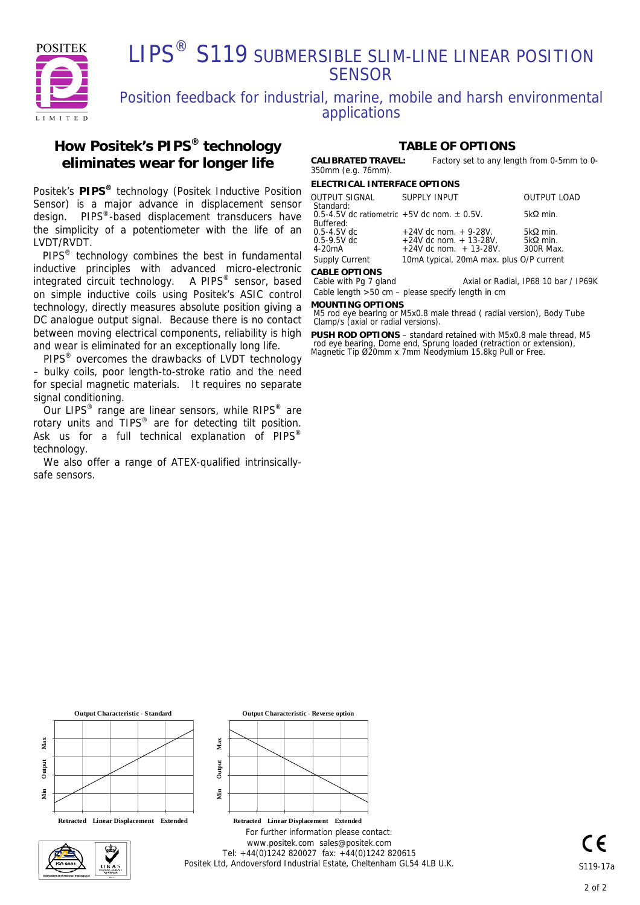# LIPS® S119 SUBMERSIBLE SLIM-LINE LINEAR POSITION SENSOR

## Position feedback for industrial, marine, mobile and harsh environmental applications

## How Positek's PIPS® technology eliminates wear for longer life

Positek's **PIPS®** technology (Positek Inductive Position Sensor) is a major advance in displacement sensor design. PIPS®-based displacement transducers have the simplicity of a potentiometer with the life of an LVDT/RVDT.

PIPS® technology combines the best in fundamental inductive principles with advanced micro-electronic integrated circuit technology. A PIPS® sensor, based on simple inductive coils using Positek's ASIC control technology, directly measures absolute position giving a DC analogue output signal. Because there is no contact between moving electrical components, reliability is high and wear is eliminated for an exceptionally long life.

PIPS® overcomes the drawbacks of LVDT technology – bulky coils, poor length-to-stroke ratio and the need for special magnetic materials. It requires no separate signal conditioning.

Our LIPS® range are linear sensors, while RIPS® are rotary units and TIPS® are for detecting tilt position. Ask us for a full technical explanation of PIPS® technology.

We also offer a range of ATEX-qualified intrinsically-safe sensors.

## TABLE OF OPTIONS

**CALIBRATED TRAVEL:** Factory set to any length from 0-5mm to 0-350mm (e.g. 76mm).

**ELECTRICAL INTERFACE OPTIONS**

| OUTPUT SIGNAL | SUPPLY INPUT | OUTPUT LOAD |
|---|---|---|
| Standard: | | |
| 0.5-4.5V dc ratiometric | +5V dc nom. ± 0.5V. | 5kΩ min. |
| Buffered: | | |
| 0.5-4.5V dc | +24V dc nom. + 9-28V. | 5kΩ min. |
| 0.5-9.5V dc | +24V dc nom. + 13-28V. | 5kΩ min. |
| 4-20mA | +24V dc nom. + 13-28V. | 300R Max. |
| Supply Current | 10mA typical, 20mA max. plus O/P current | |

**CABLE OPTIONS**

Cable with Pg 7 gland — Axial or Radial, IP68 10 bar / IP69K

Cable length >50 cm – please specify length in cm

**MOUNTING OPTIONS**

M5 rod eye bearing or M5x0.8 male thread ( radial version), Body Tube Clamp/s (axial or radial versions).

**PUSH ROD OPTIONS** – standard retained with M5x0.8 male thread, M5 rod eye bearing, Dome end, Sprung loaded (retraction or extension), Magnetic Tip Ø20mm x 7mm Neodymium 15.8kg Pull or Free.

**Output Characteristic - Standard**

Output (Min – Max) vs. Linear Displacement (Retracted – Extended)

**Output Characteristic - Reverse option**

Output (Min – Max) vs. Linear Displacement (Retracted – Extended)

For further information please contact:
www.positek.com sales@positek.com
Tel: +44(0)1242 820027 fax: +44(0)1242 820615
Positek Ltd, Andoversford Industrial Estate, Cheltenham GL54 4LB U.K.

S119-17a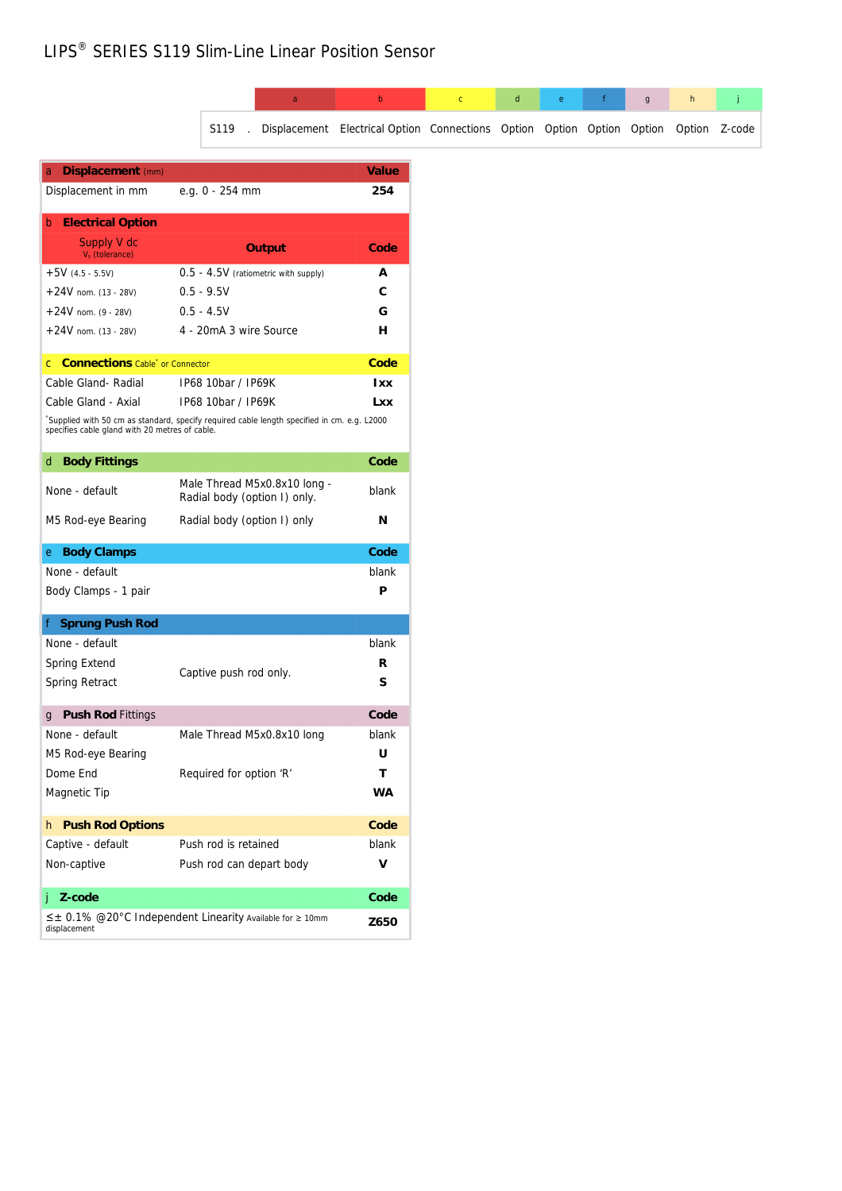# LIPS® SERIES S119 Slim-Line Linear Position Sensor

| | | a | b | c | d | e | f | g | h | j |
|---|---|---|---|---|---|---|---|---|---|---|
| S119 | . | Displacement | Electrical Option | Connections | Option | Option | Option | Option | Option | Z-code |

| a **Displacement** (mm) | | **Value** |
|---|---|---|
| Displacement in mm | e.g. 0 - 254 mm | **254** |

| b **Electrical Option** | | |
|---|---|---|
| Supply V dc $V_s$ (tolerance) | **Output** | **Code** |
| +5V (4.5 - 5.5V) | 0.5 - 4.5V (ratiometric with supply) | **A** |
| +24V nom. (13 - 28V) | 0.5 - 9.5V | **C** |
| +24V nom. (9 - 28V) | 0.5 - 4.5V | **G** |
| +24V nom. (13 - 28V) | 4 - 20mA 3 wire Source | **H** |

| c **Connections** Cable* or Connector | | **Code** |
|---|---|---|
| Cable Gland- Radial | IP68 10bar / IP69K | **Ixx** |
| Cable Gland - Axial | IP68 10bar / IP69K | **Lxx** |

*Supplied with 50 cm as standard, specify required cable length specified in cm. e.g. L2000 specifies cable gland with 20 metres of cable.

| d **Body Fittings** | | **Code** |
|---|---|---|
| None - default | Male Thread M5x0.8x10 long - Radial body (option I) only. | blank |
| M5 Rod-eye Bearing | Radial body (option I) only | **N** |

| e **Body Clamps** | | **Code** |
|---|---|---|
| None - default | | blank |
| Body Clamps - 1 pair | | **P** |

| f **Sprung Push Rod** | | |
|---|---|---|
| None - default | | blank |
| Spring Extend | Captive push rod only. | **R** |
| Spring Retract | Captive push rod only. | **S** |

| g **Push Rod** Fittings | | **Code** |
|---|---|---|
| None - default | Male Thread M5x0.8x10 long | blank |
| M5 Rod-eye Bearing | | **U** |
| Dome End | Required for option 'R' | **T** |
| Magnetic Tip | | **WA** |

| h **Push Rod Options** | | **Code** |
|---|---|---|
| Captive - default | Push rod is retained | blank |
| Non-captive | Push rod can depart body | **V** |

| j **Z-code** | **Code** |
|---|---|
| ≤± 0.1% @20°C Independent Linearity Available for ≥ 10mm displacement | **Z650** |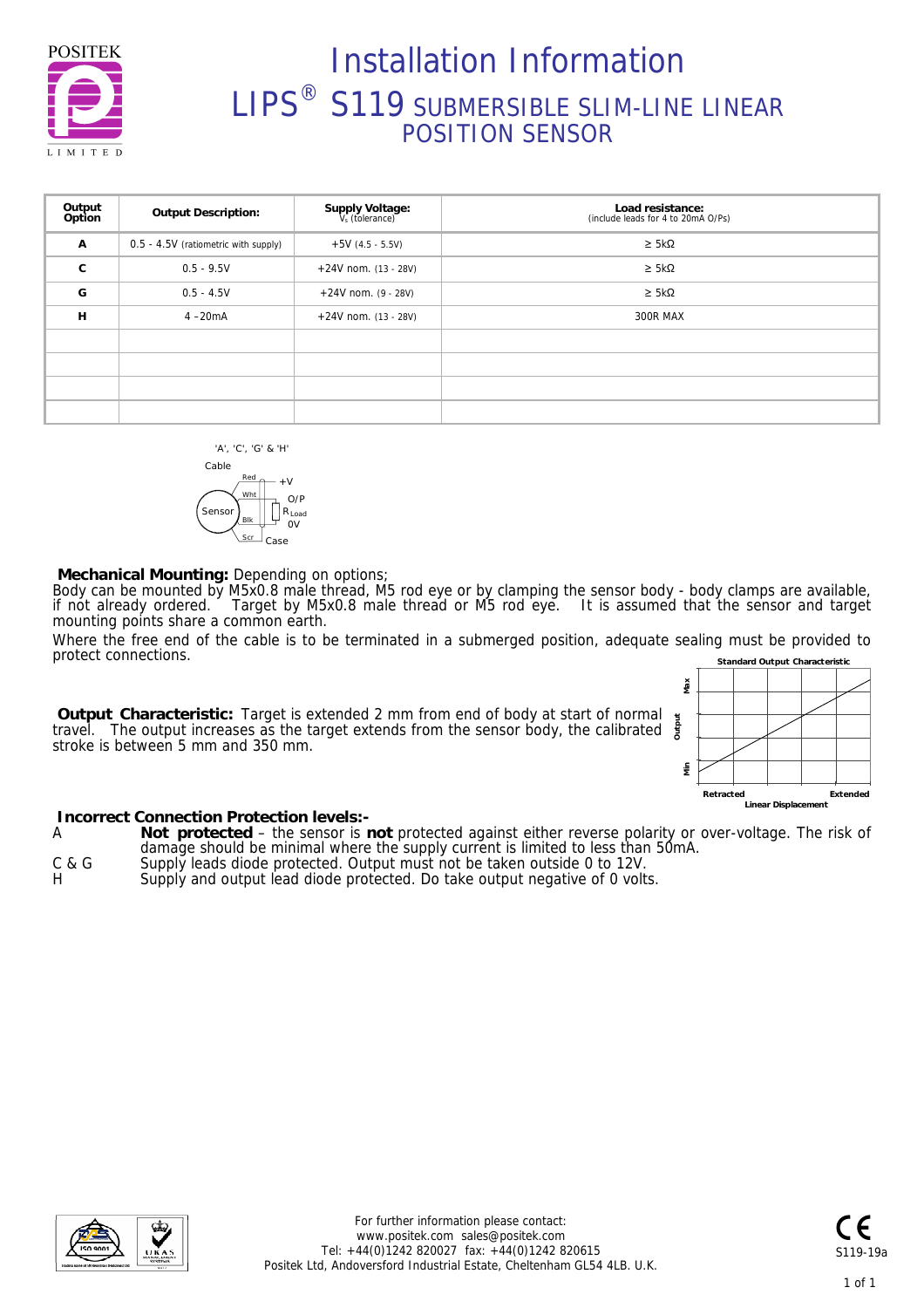# Installation Information

## LIPS® S119 SUBMERSIBLE SLIM-LINE LINEAR POSITION SENSOR

| Output Option | Output Description: | Supply Voltage: $V_s$ (tolerance) | Load resistance: (include leads for 4 to 20mA O/Ps) |
|---|---|---|---|
| **A** | 0.5 - 4.5V (ratiometric with supply) | +5V (4.5 - 5.5V) | ≥ 5kΩ |
| **C** | 0.5 - 9.5V | +24V nom. (13 - 28V) | ≥ 5kΩ |
| **G** | 0.5 - 4.5V | +24V nom. (9 - 28V) | ≥ 5kΩ |
| **H** | 4 –20mA | +24V nom. (13 - 28V) | 300R MAX |
| | | | |
| | | | |
| | | | |
| | | | |

'A', 'C', 'G' & 'H'

Cable

Red +V

Wht O/P

Sensor

$R_{Load}$

Blk 0V

Scr Case

**Mechanical Mounting:** Depending on options;
Body can be mounted by M5x0.8 male thread, M5 rod eye or by clamping the sensor body - body clamps are available, if not already ordered. Target by M5x0.8 male thread or M5 rod eye. It is assumed that the sensor and target mounting points share a common earth.

Where the free end of the cable is to be terminated in a submerged position, adequate sealing must be provided to protect connections.

**Output Characteristic:** Target is extended 2 mm from end of body at start of normal travel. The output increases as the target extends from the sensor body, the calibrated stroke is between 5 mm and 350 mm.

Standard Output Characteristic

Max

Output

Min

Retracted

Extended

Linear Displacement

**Incorrect Connection Protection levels:-**

A **Not protected** – the sensor is **not** protected against either reverse polarity or over-voltage. The risk of damage should be minimal where the supply current is limited to less than 50mA.

C & G Supply leads diode protected. Output must not be taken outside 0 to 12V.

H Supply and output lead diode protected. Do take output negative of 0 volts.

For further information please contact:
www.positek.com sales@positek.com
Tel: +44(0)1242 820027 fax: +44(0)1242 820615
Positek Ltd, Andoversford Industrial Estate, Cheltenham GL54 4LB. U.K.

S119-19a